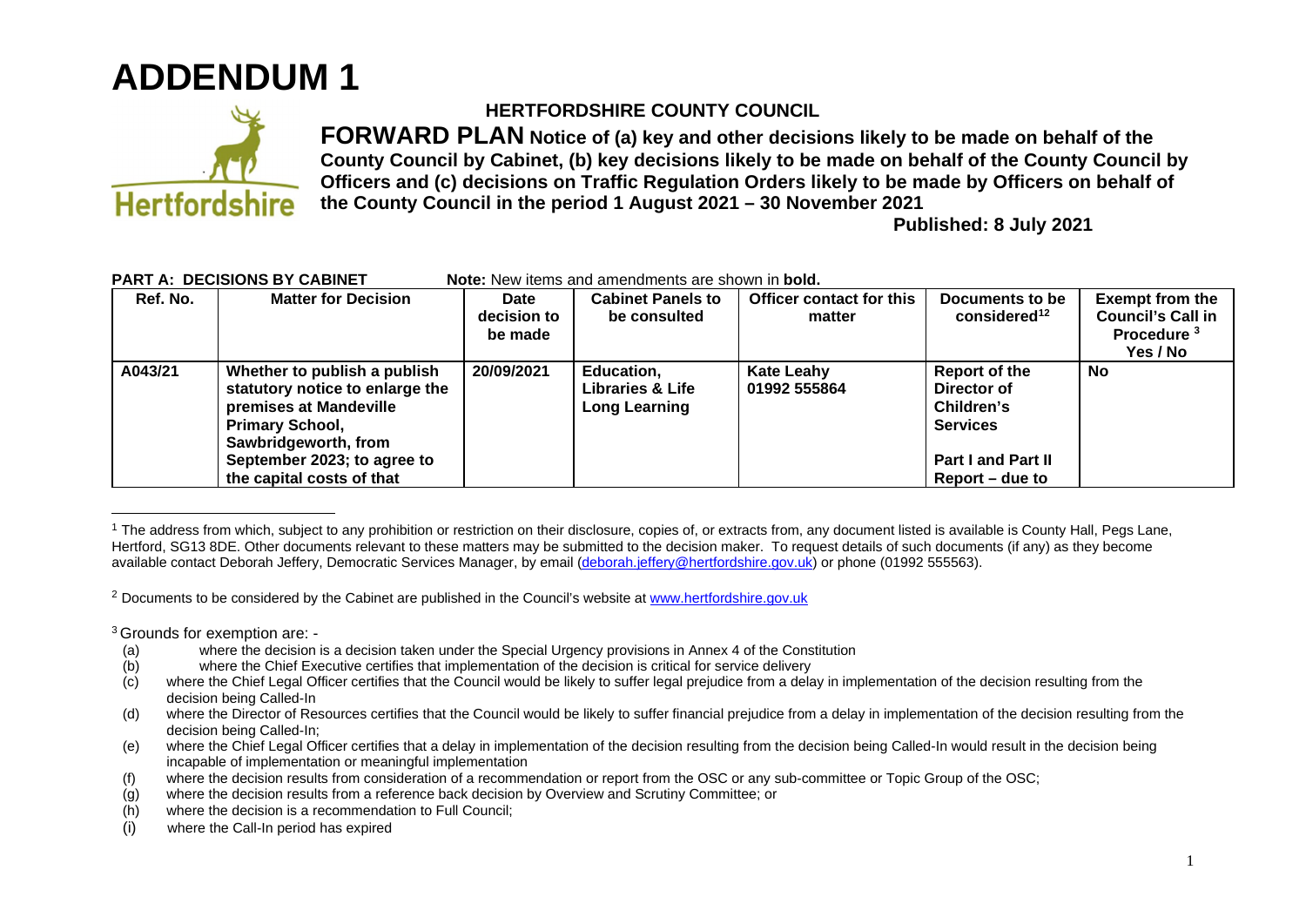# ADDENDUM 1

**HERTFORDSHIRE COUNTY COUNCIL**

**FORWARD PLAN Notice of (a) key and other decisions likely to be made on behalf of the County Council by Cabinet, (b) key decisions likely to be made on behalf of the County Council by Officers and (c) decisions on Traffic Regulation Orders likely to be made by Officers on behalf of the County Council in the period 1 August 2021 – 30 November 2021**

**Published: 8 July 2021**

**PART A: DECISIONS BY CABINET** **Note:** New items and amendments are shown in **bold.**

| Ref. No. | Matter for Decision | Date decision to be made | Cabinet Panels to be consulted | Officer contact for this matter | Documents to be considered[1][2] | Exempt from the Council's Call in Procedure [3] Yes / No |
|---|---|---|---|---|---|---|
| **A043/21** | **Whether to publish a publish statutory notice to enlarge the premises at Mandeville Primary School, Sawbridgeworth, from September 2023; to agree to the capital costs of that** | **20/09/2021** | **Education, Libraries & Life Long Learning** | **Kate Leahy 01992 555864** | **Report of the Director of Children's Services**<br><br>**Part I and Part II Report – due to** | **No** |

[1] The address from which, subject to any prohibition or restriction on their disclosure, copies of, or extracts from, any document listed is available is County Hall, Pegs Lane, Hertford, SG13 8DE. Other documents relevant to these matters may be submitted to the decision maker. To request details of such documents (if any) as they become available contact Deborah Jeffery, Democratic Services Manager, by email (deborah.jeffery@hertfordshire.gov.uk) or phone (01992 555563).

[2] Documents to be considered by the Cabinet are published in the Council's website at www.hertfordshire.gov.uk

[3] Grounds for exemption are: -

- (a) where the decision is a decision taken under the Special Urgency provisions in Annex 4 of the Constitution
- (b) where the Chief Executive certifies that implementation of the decision is critical for service delivery
- (c) where the Chief Legal Officer certifies that the Council would be likely to suffer legal prejudice from a delay in implementation of the decision resulting from the decision being Called-In
- (d) where the Director of Resources certifies that the Council would be likely to suffer financial prejudice from a delay in implementation of the decision resulting from the decision being Called-In;
- (e) where the Chief Legal Officer certifies that a delay in implementation of the decision resulting from the decision being Called-In would result in the decision being incapable of implementation or meaningful implementation
- (f) where the decision results from consideration of a recommendation or report from the OSC or any sub-committee or Topic Group of the OSC;
- (g) where the decision results from a reference back decision by Overview and Scrutiny Committee; or
- (h) where the decision is a recommendation to Full Council;
- (i) where the Call-In period has expired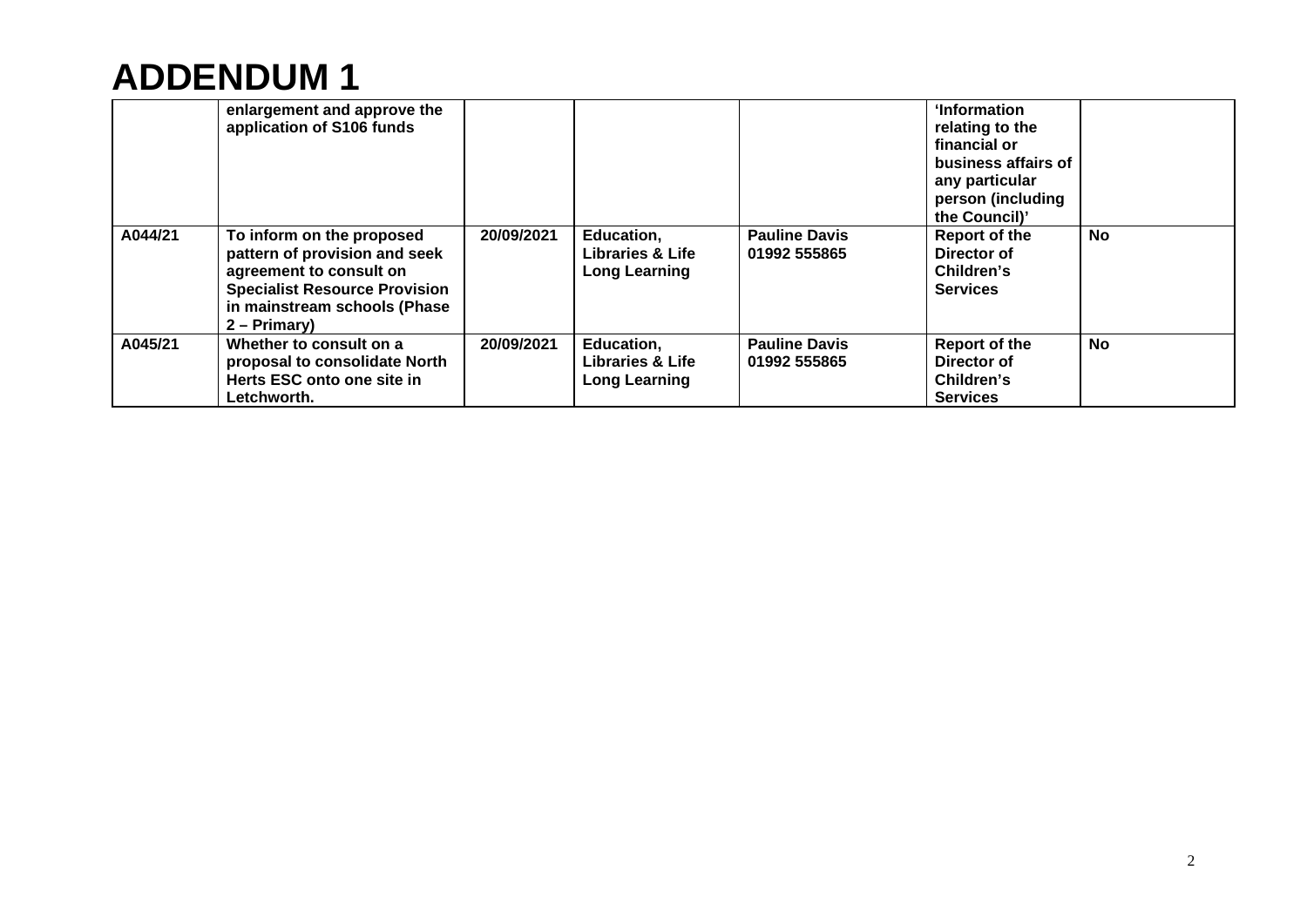# ADDENDUM 1

| | | | | | | |
|---|---|---|---|---|---|---|
| | **enlargement and approve the application of S106 funds** | | | | **'Information relating to the financial or business affairs of any particular person (including the Council)'** | |
| **A044/21** | **To inform on the proposed pattern of provision and seek agreement to consult on Specialist Resource Provision in mainstream schools (Phase 2 – Primary)** | **20/09/2021** | **Education, Libraries & Life Long Learning** | **Pauline Davis 01992 555865** | **Report of the Director of Children's Services** | **No** |
| **A045/21** | **Whether to consult on a proposal to consolidate North Herts ESC onto one site in Letchworth.** | **20/09/2021** | **Education, Libraries & Life Long Learning** | **Pauline Davis 01992 555865** | **Report of the Director of Children's Services** | **No** |